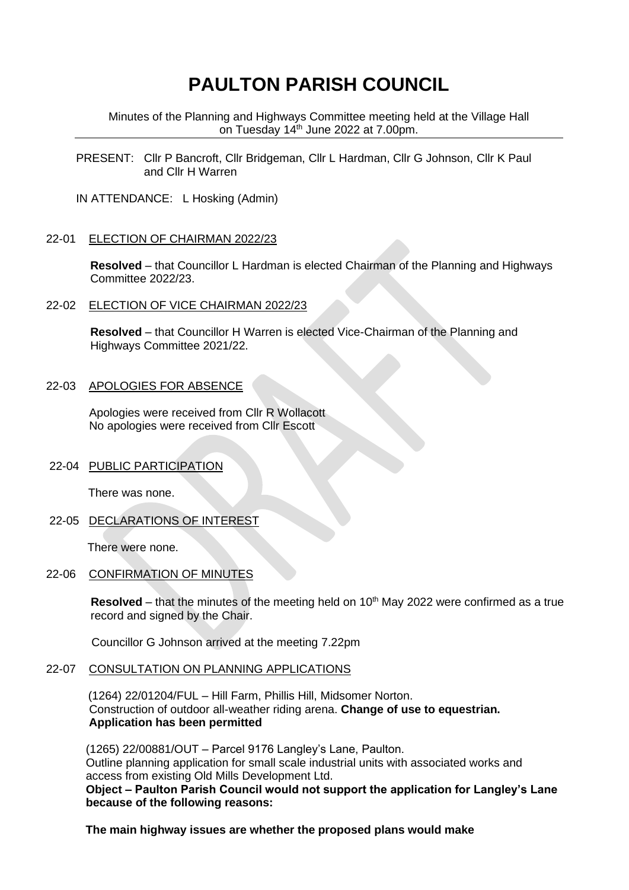# PAULTON PARISH COUNCIL

Minutes of the Planning and Highways Committee meeting held at the Village Hall on Tuesday 14th June 2022 at 7.00pm.

PRESENT: Cllr P Bancroft, Cllr Bridgeman, Cllr L Hardman, Cllr G Johnson, Cllr K Paul and Cllr H Warren

IN ATTENDANCE: L Hosking (Admin)

22-01 ELECTION OF CHAIRMAN 2022/23

**Resolved** – that Councillor L Hardman is elected Chairman of the Planning and Highways Committee 2022/23.

22-02 ELECTION OF VICE CHAIRMAN 2022/23

**Resolved** – that Councillor H Warren is elected Vice-Chairman of the Planning and Highways Committee 2021/22.

22-03 APOLOGIES FOR ABSENCE

Apologies were received from Cllr R Wollacott
No apologies were received from Cllr Escott

22-04 PUBLIC PARTICIPATION

There was none.

22-05 DECLARATIONS OF INTEREST

There were none.

22-06 CONFIRMATION OF MINUTES

**Resolved** – that the minutes of the meeting held on 10th May 2022 were confirmed as a true record and signed by the Chair.

Councillor G Johnson arrived at the meeting 7.22pm

22-07 CONSULTATION ON PLANNING APPLICATIONS

(1264) 22/01204/FUL – Hill Farm, Phillis Hill, Midsomer Norton.
Construction of outdoor all-weather riding arena. **Change of use to equestrian. Application has been permitted**

(1265) 22/00881/OUT – Parcel 9176 Langley's Lane, Paulton.
Outline planning application for small scale industrial units with associated works and access from existing Old Mills Development Ltd.
**Object – Paulton Parish Council would not support the application for Langley's Lane because of the following reasons:**

**The main highway issues are whether the proposed plans would make**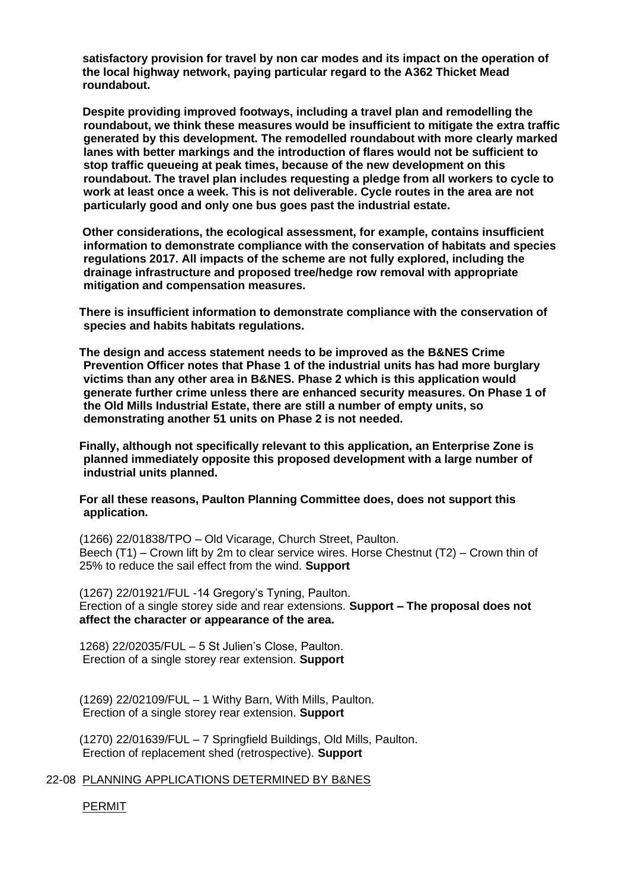**satisfactory provision for travel by non car modes and its impact on the operation of the local highway network, paying particular regard to the A362 Thicket Mead roundabout.**

**Despite providing improved footways, including a travel plan and remodelling the roundabout, we think these measures would be insufficient to mitigate the extra traffic generated by this development. The remodelled roundabout with more clearly marked lanes with better markings and the introduction of flares would not be sufficient to stop traffic queueing at peak times, because of the new development on this roundabout. The travel plan includes requesting a pledge from all workers to cycle to work at least once a week. This is not deliverable. Cycle routes in the area are not particularly good and only one bus goes past the industrial estate.**

**Other considerations, the ecological assessment, for example, contains insufficient information to demonstrate compliance with the conservation of habitats and species regulations 2017. All impacts of the scheme are not fully explored, including the drainage infrastructure and proposed tree/hedge row removal with appropriate mitigation and compensation measures.**

**There is insufficient information to demonstrate compliance with the conservation of species and habits habitats regulations.**

**The design and access statement needs to be improved as the B&NES Crime Prevention Officer notes that Phase 1 of the industrial units has had more burglary victims than any other area in B&NES. Phase 2 which is this application would generate further crime unless there are enhanced security measures. On Phase 1 of the Old Mills Industrial Estate, there are still a number of empty units, so demonstrating another 51 units on Phase 2 is not needed.**

**Finally, although not specifically relevant to this application, an Enterprise Zone is planned immediately opposite this proposed development with a large number of industrial units planned.**

**For all these reasons, Paulton Planning Committee does, does not support this application.**

(1266) 22/01838/TPO – Old Vicarage, Church Street, Paulton.
Beech (T1) – Crown lift by 2m to clear service wires. Horse Chestnut (T2) – Crown thin of 25% to reduce the sail effect from the wind. **Support**

(1267) 22/01921/FUL -14 Gregory's Tyning, Paulton.
Erection of a single storey side and rear extensions. **Support – The proposal does not affect the character or appearance of the area.**

1268) 22/02035/FUL – 5 St Julien's Close, Paulton.
Erection of a single storey rear extension. **Support**

(1269) 22/02109/FUL – 1 Withy Barn, With Mills, Paulton.
Erection of a single storey rear extension. **Support**

(1270) 22/01639/FUL – 7 Springfield Buildings, Old Mills, Paulton.
Erection of replacement shed (retrospective). **Support**

22-08 PLANNING APPLICATIONS DETERMINED BY B&NES

PERMIT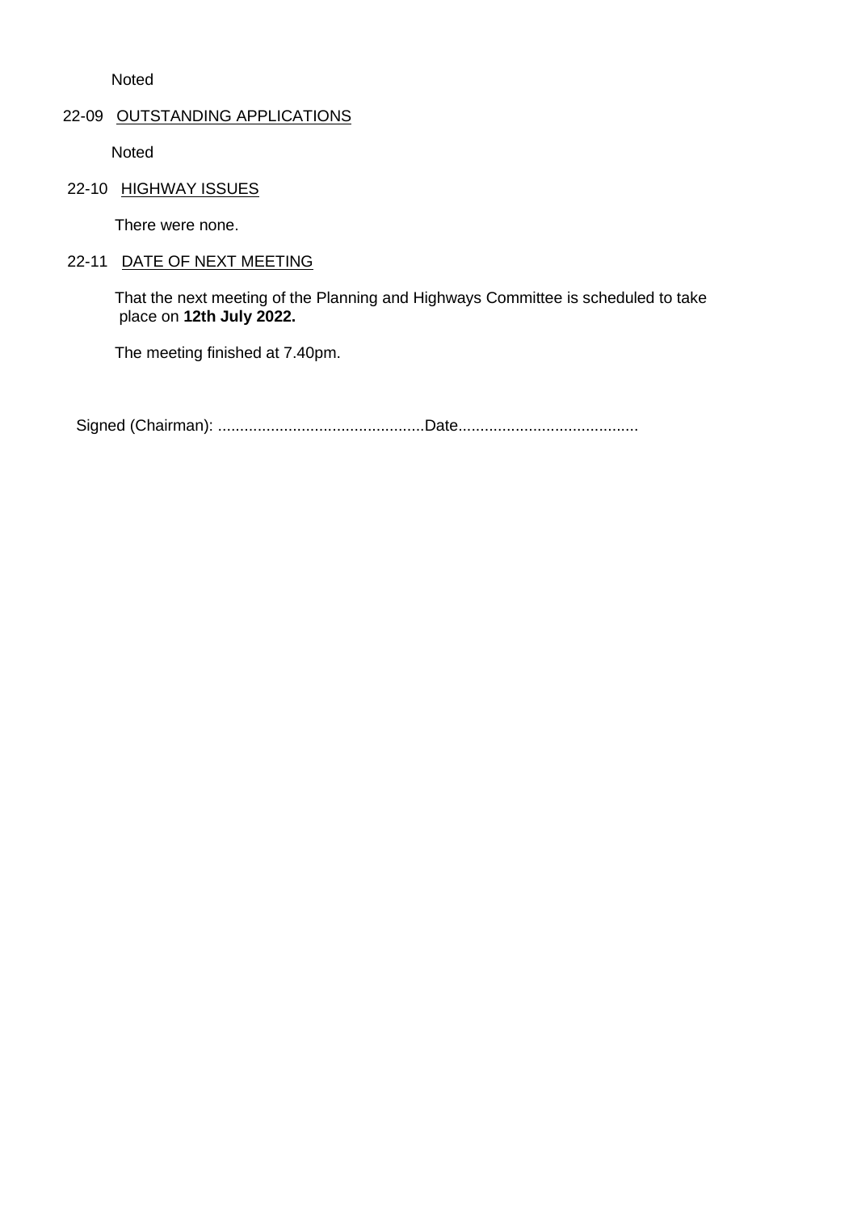Noted

22-09 OUTSTANDING APPLICATIONS

Noted

22-10 HIGHWAY ISSUES

There were none.

22-11 DATE OF NEXT MEETING

That the next meeting of the Planning and Highways Committee is scheduled to take place on **12th July 2022.**

The meeting finished at 7.40pm.

Signed (Chairman): ...............................................Date.........................................